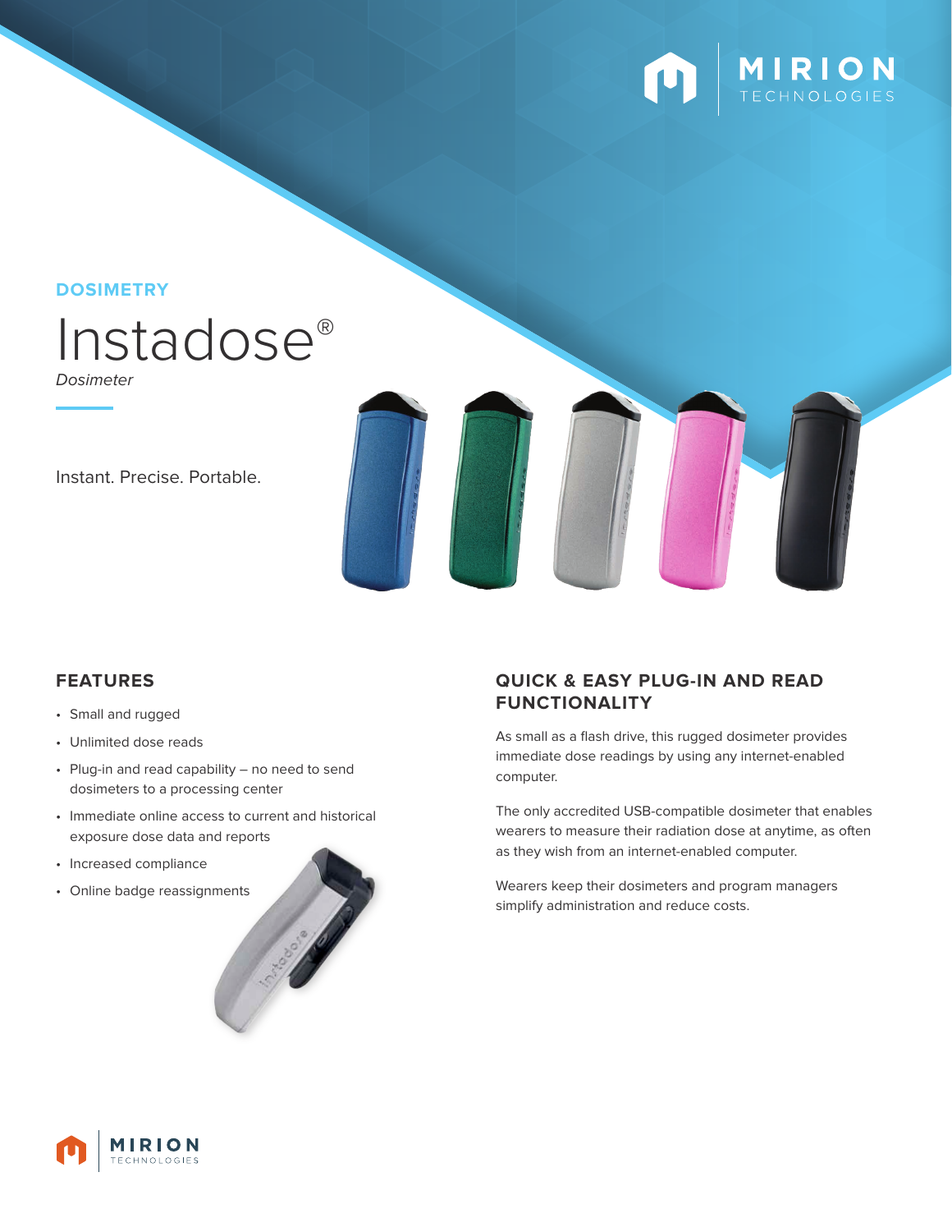**DOSIMETRY**

# Instadose®

*Dosimeter*

Instant. Precise. Portable.

## FEATURES

- Small and rugged
- Unlimited dose reads
- Plug-in and read capability – no need to send dosimeters to a processing center
- Immediate online access to current and historical exposure dose data and reports
- Increased compliance
- Online badge reassignments

## QUICK & EASY PLUG-IN AND READ FUNCTIONALITY

As small as a flash drive, this rugged dosimeter provides immediate dose readings by using any internet-enabled computer.

The only accredited USB-compatible dosimeter that enables wearers to measure their radiation dose at anytime, as often as they wish from an internet-enabled computer.

Wearers keep their dosimeters and program managers simplify administration and reduce costs.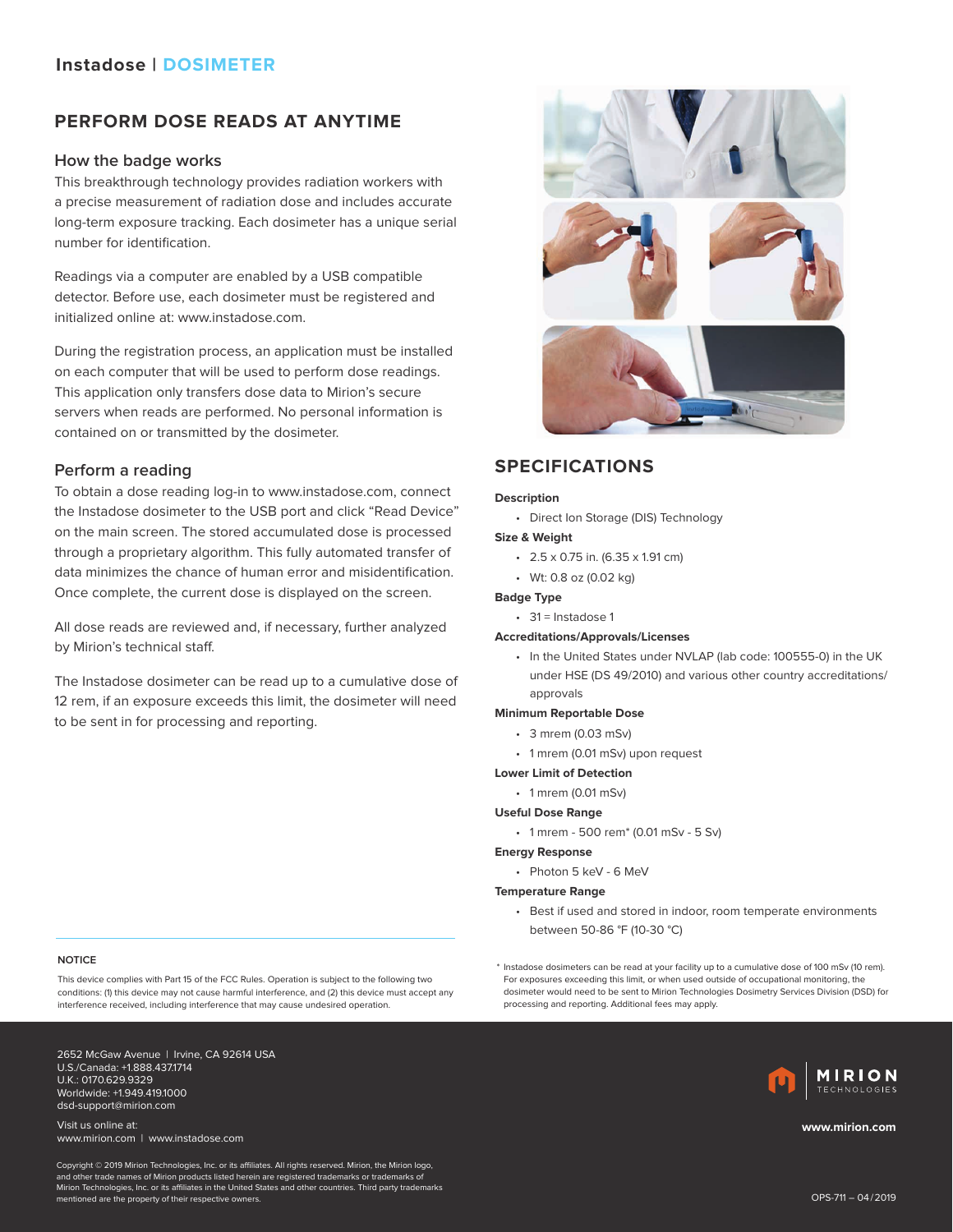Instadose | DOSIMETER

## PERFORM DOSE READS AT ANYTIME

### How the badge works

This breakthrough technology provides radiation workers with a precise measurement of radiation dose and includes accurate long-term exposure tracking. Each dosimeter has a unique serial number for identification.

Readings via a computer are enabled by a USB compatible detector. Before use, each dosimeter must be registered and initialized online at: www.instadose.com.

During the registration process, an application must be installed on each computer that will be used to perform dose readings. This application only transfers dose data to Mirion's secure servers when reads are performed. No personal information is contained on or transmitted by the dosimeter.

### Perform a reading

To obtain a dose reading log-in to www.instadose.com, connect the Instadose dosimeter to the USB port and click "Read Device" on the main screen. The stored accumulated dose is processed through a proprietary algorithm. This fully automated transfer of data minimizes the chance of human error and misidentification. Once complete, the current dose is displayed on the screen.

All dose reads are reviewed and, if necessary, further analyzed by Mirion's technical staff.

The Instadose dosimeter can be read up to a cumulative dose of 12 rem, if an exposure exceeds this limit, the dosimeter will need to be sent in for processing and reporting.

## SPECIFICATIONS

**Description**

- Direct Ion Storage (DIS) Technology

**Size & Weight**

- 2.5 x 0.75 in. (6.35 x 1.91 cm)
- Wt: 0.8 oz (0.02 kg)

**Badge Type**

- 31 = Instadose 1

**Accreditations/Approvals/Licenses**

- In the United States under NVLAP (lab code: 100555-0) in the UK under HSE (DS 49/2010) and various other country accreditations/approvals

**Minimum Reportable Dose**

- 3 mrem (0.03 mSv)
- 1 mrem (0.01 mSv) upon request

**Lower Limit of Detection**

- 1 mrem (0.01 mSv)

**Useful Dose Range**

- 1 mrem - 500 rem* (0.01 mSv - 5 Sv)

**Energy Response**

- Photon 5 keV - 6 MeV

**Temperature Range**

- Best if used and stored in indoor, room temperate environments between 50-86 °F (10-30 °C)

\* Instadose dosimeters can be read at your facility up to a cumulative dose of 100 mSv (10 rem). For exposures exceeding this limit, or when used outside of occupational monitoring, the dosimeter would need to be sent to Mirion Technologies Dosimetry Services Division (DSD) for processing and reporting. Additional fees may apply.

**NOTICE**

This device complies with Part 15 of the FCC Rules. Operation is subject to the following two conditions: (1) this device may not cause harmful interference, and (2) this device must accept any interference received, including interference that may cause undesired operation.

2652 McGaw Avenue | Irvine, CA 92614 USA
U.S./Canada: +1.888.437.1714
U.K.: 0170.629.9329
Worldwide: +1.949.419.1000
dsd-support@mirion.com

Visit us online at:
www.mirion.com | www.instadose.com

MIRION TECHNOLOGIES

www.mirion.com

Copyright © 2019 Mirion Technologies, Inc. or its affiliates. All rights reserved. Mirion, the Mirion logo, and other trade names of Mirion products listed herein are registered trademarks or trademarks of Mirion Technologies, Inc. or its affiliates in the United States and other countries. Third party trademarks mentioned are the property of their respective owners.

OPS-711 – 04/2019